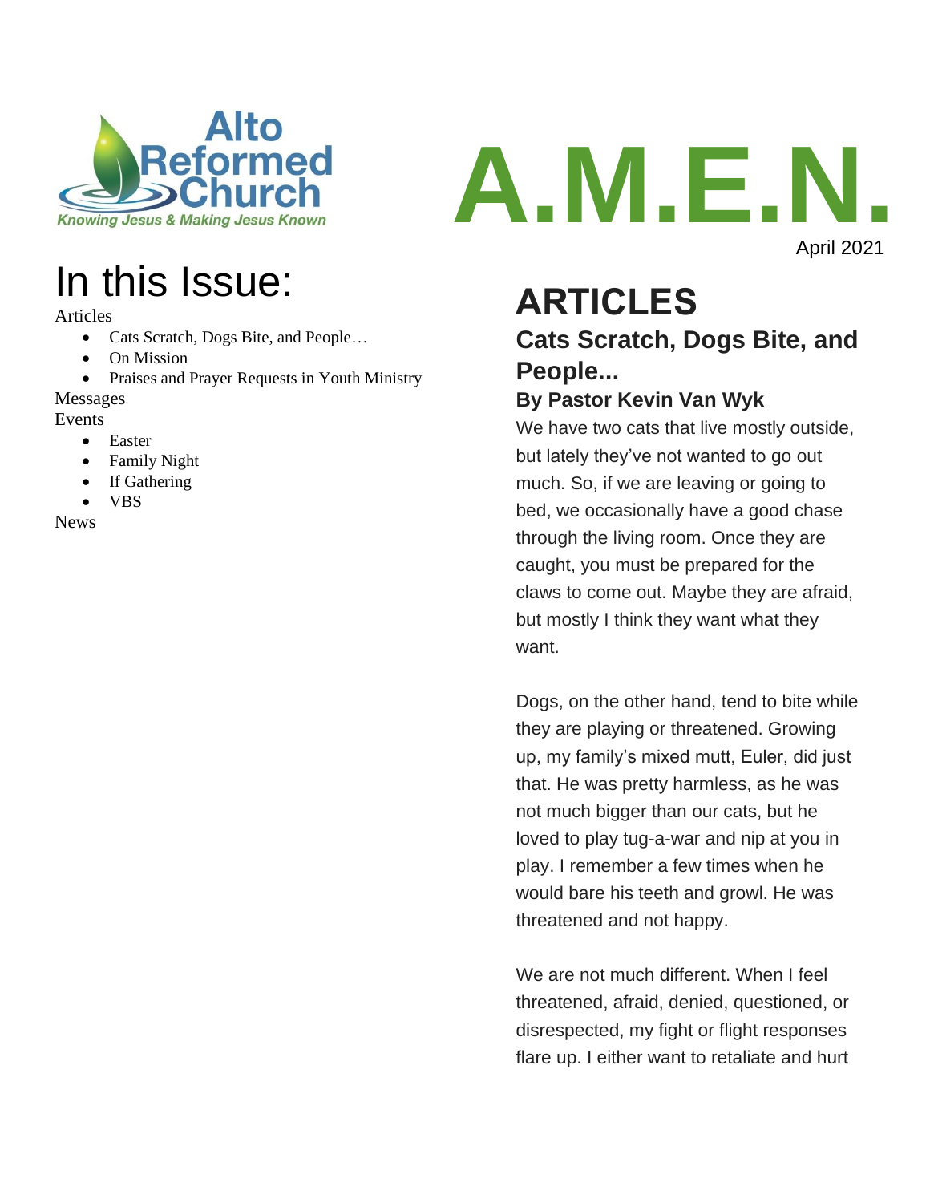Alto Reformed Church

*Knowing Jesus & Making Jesus Known*

# A.M.E.N.

April 2021

## In this Issue:

Articles

- Cats Scratch, Dogs Bite, and People…
- On Mission
- Praises and Prayer Requests in Youth Ministry

Messages

Events

- Easter
- Family Night
- If Gathering
- VBS

News

# ARTICLES

## Cats Scratch, Dogs Bite, and People...

### By Pastor Kevin Van Wyk

We have two cats that live mostly outside, but lately they've not wanted to go out much. So, if we are leaving or going to bed, we occasionally have a good chase through the living room. Once they are caught, you must be prepared for the claws to come out. Maybe they are afraid, but mostly I think they want what they want.

Dogs, on the other hand, tend to bite while they are playing or threatened. Growing up, my family's mixed mutt, Euler, did just that. He was pretty harmless, as he was not much bigger than our cats, but he loved to play tug-a-war and nip at you in play. I remember a few times when he would bare his teeth and growl. He was threatened and not happy.

We are not much different. When I feel threatened, afraid, denied, questioned, or disrespected, my fight or flight responses flare up. I either want to retaliate and hurt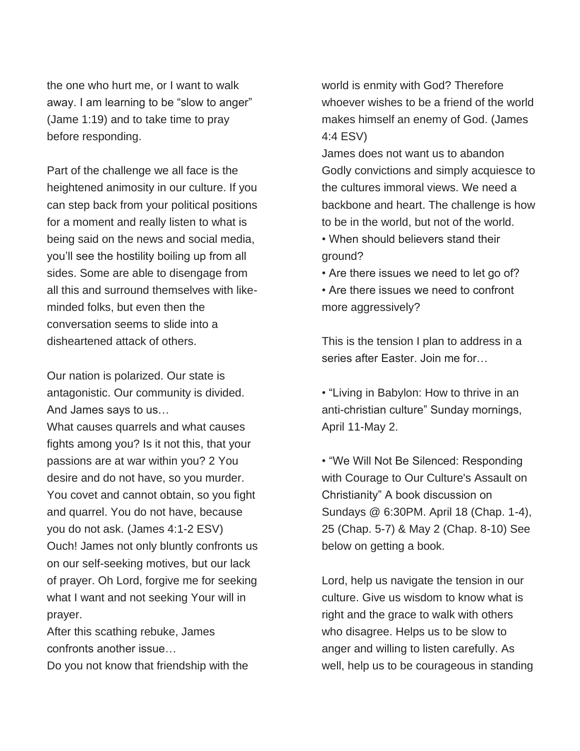the one who hurt me, or I want to walk away. I am learning to be "slow to anger" (Jame 1:19) and to take time to pray before responding.

Part of the challenge we all face is the heightened animosity in our culture. If you can step back from your political positions for a moment and really listen to what is being said on the news and social media, you'll see the hostility boiling up from all sides. Some are able to disengage from all this and surround themselves with like-minded folks, but even then the conversation seems to slide into a disheartened attack of others.

Our nation is polarized. Our state is antagonistic. Our community is divided. And James says to us…

What causes quarrels and what causes fights among you? Is it not this, that your passions are at war within you? 2 You desire and do not have, so you murder. You covet and cannot obtain, so you fight and quarrel. You do not have, because you do not ask. (James 4:1-2 ESV)

Ouch! James not only bluntly confronts us on our self-seeking motives, but our lack of prayer. Oh Lord, forgive me for seeking what I want and not seeking Your will in prayer.

After this scathing rebuke, James confronts another issue…

Do you not know that friendship with the world is enmity with God? Therefore whoever wishes to be a friend of the world makes himself an enemy of God. (James 4:4 ESV)

James does not want us to abandon Godly convictions and simply acquiesce to the cultures immoral views. We need a backbone and heart. The challenge is how to be in the world, but not of the world.

- When should believers stand their ground?
- Are there issues we need to let go of?
- Are there issues we need to confront more aggressively?

This is the tension I plan to address in a series after Easter. Join me for…

- "Living in Babylon: How to thrive in an anti-christian culture" Sunday mornings, April 11-May 2.

- "We Will Not Be Silenced: Responding with Courage to Our Culture's Assault on Christianity" A book discussion on Sundays @ 6:30PM. April 18 (Chap. 1-4), 25 (Chap. 5-7) & May 2 (Chap. 8-10) See below on getting a book.

Lord, help us navigate the tension in our culture. Give us wisdom to know what is right and the grace to walk with others who disagree. Helps us to be slow to anger and willing to listen carefully. As well, help us to be courageous in standing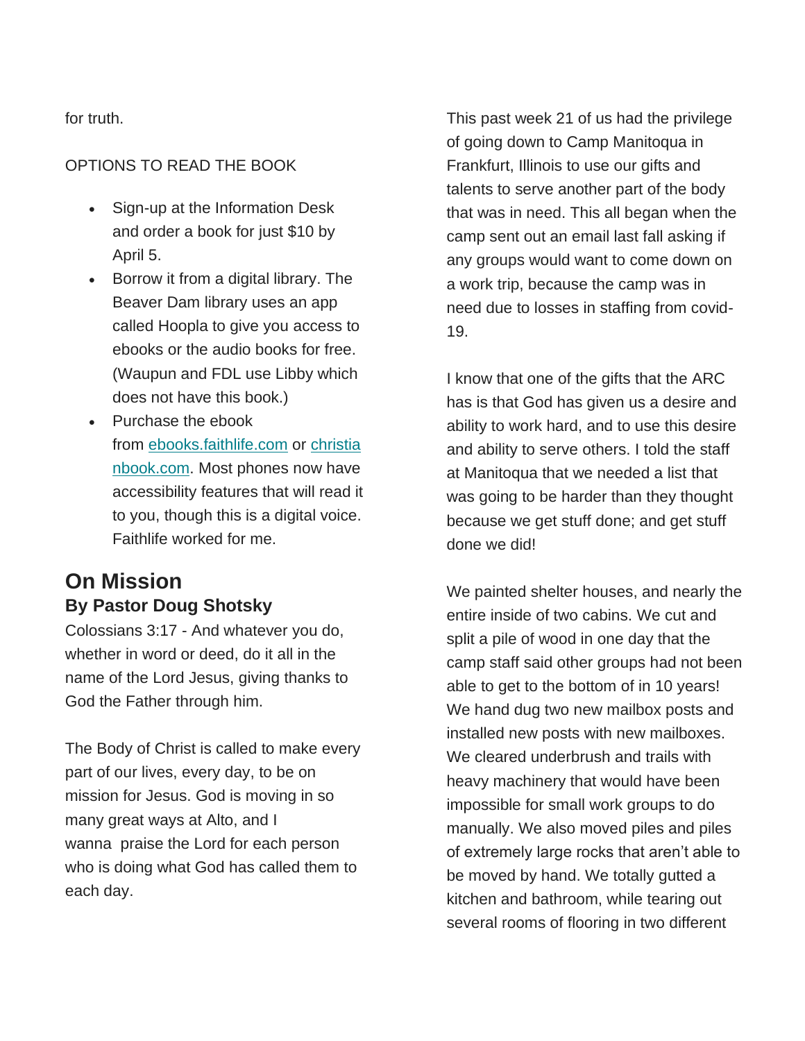for truth.

OPTIONS TO READ THE BOOK

- Sign-up at the Information Desk and order a book for just $10 by April 5.
- Borrow it from a digital library. The Beaver Dam library uses an app called Hoopla to give you access to ebooks or the audio books for free. (Waupun and FDL use Libby which does not have this book.)
- Purchase the ebook from [ebooks.faithlife.com](ebooks.faithlife.com) or [christianbook.com](christianbook.com). Most phones now have accessibility features that will read it to you, though this is a digital voice. Faithlife worked for me.

## On Mission

### By Pastor Doug Shotsky

Colossians 3:17 - And whatever you do, whether in word or deed, do it all in the name of the Lord Jesus, giving thanks to God the Father through him.

The Body of Christ is called to make every part of our lives, every day, to be on mission for Jesus. God is moving in so many great ways at Alto, and I wanna praise the Lord for each person who is doing what God has called them to each day.

This past week 21 of us had the privilege of going down to Camp Manitoqua in Frankfurt, Illinois to use our gifts and talents to serve another part of the body that was in need. This all began when the camp sent out an email last fall asking if any groups would want to come down on a work trip, because the camp was in need due to losses in staffing from covid-19.

I know that one of the gifts that the ARC has is that God has given us a desire and ability to work hard, and to use this desire and ability to serve others. I told the staff at Manitoqua that we needed a list that was going to be harder than they thought because we get stuff done; and get stuff done we did!

We painted shelter houses, and nearly the entire inside of two cabins. We cut and split a pile of wood in one day that the camp staff said other groups had not been able to get to the bottom of in 10 years! We hand dug two new mailbox posts and installed new posts with new mailboxes. We cleared underbrush and trails with heavy machinery that would have been impossible for small work groups to do manually. We also moved piles and piles of extremely large rocks that aren't able to be moved by hand. We totally gutted a kitchen and bathroom, while tearing out several rooms of flooring in two different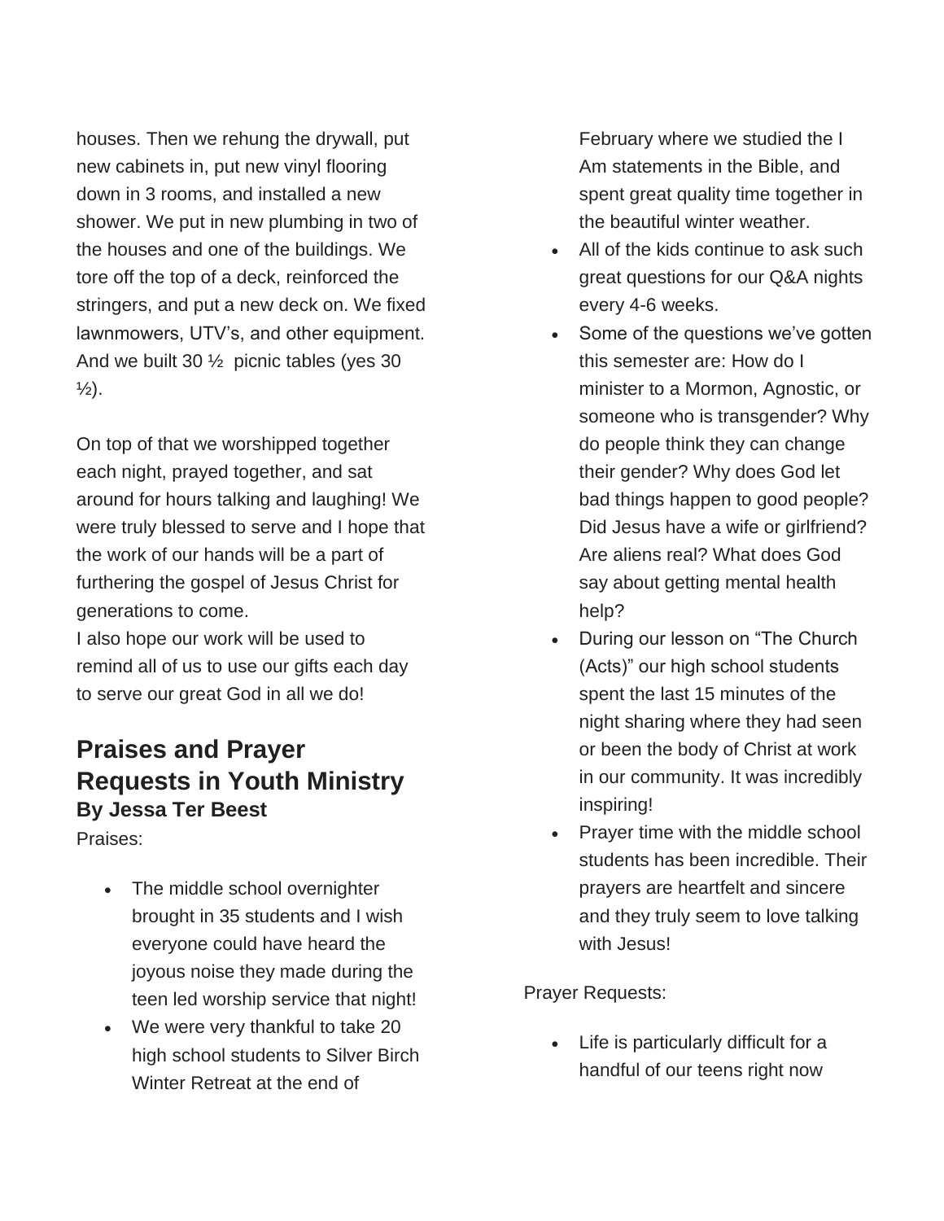houses. Then we rehung the drywall, put new cabinets in, put new vinyl flooring down in 3 rooms, and installed a new shower. We put in new plumbing in two of the houses and one of the buildings. We tore off the top of a deck, reinforced the stringers, and put a new deck on. We fixed lawnmowers, UTV's, and other equipment. And we built 30 ½ picnic tables (yes 30 ½).

On top of that we worshipped together each night, prayed together, and sat around for hours talking and laughing! We were truly blessed to serve and I hope that the work of our hands will be a part of furthering the gospel of Jesus Christ for generations to come.
I also hope our work will be used to remind all of us to use our gifts each day to serve our great God in all we do!

## Praises and Prayer Requests in Youth Ministry
**By Jessa Ter Beest**

Praises:

- The middle school overnighter brought in 35 students and I wish everyone could have heard the joyous noise they made during the teen led worship service that night!
- We were very thankful to take 20 high school students to Silver Birch Winter Retreat at the end of February where we studied the I Am statements in the Bible, and spent great quality time together in the beautiful winter weather.
- All of the kids continue to ask such great questions for our Q&A nights every 4-6 weeks.
- Some of the questions we've gotten this semester are: How do I minister to a Mormon, Agnostic, or someone who is transgender? Why do people think they can change their gender? Why does God let bad things happen to good people? Did Jesus have a wife or girlfriend? Are aliens real? What does God say about getting mental health help?
- During our lesson on "The Church (Acts)" our high school students spent the last 15 minutes of the night sharing where they had seen or been the body of Christ at work in our community. It was incredibly inspiring!
- Prayer time with the middle school students has been incredible. Their prayers are heartfelt and sincere and they truly seem to love talking with Jesus!

Prayer Requests:

- Life is particularly difficult for a handful of our teens right now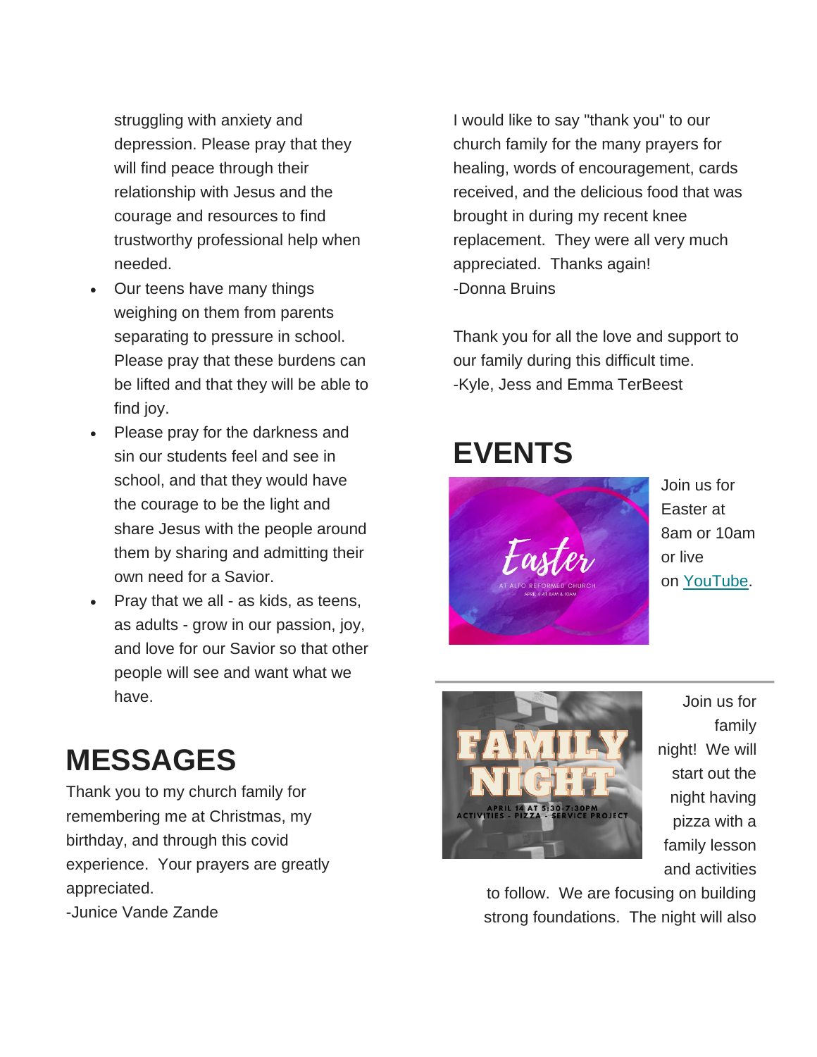struggling with anxiety and depression. Please pray that they will find peace through their relationship with Jesus and the courage and resources to find trustworthy professional help when needed.

- Our teens have many things weighing on them from parents separating to pressure in school. Please pray that these burdens can be lifted and that they will be able to find joy.
- Please pray for the darkness and sin our students feel and see in school, and that they would have the courage to be the light and share Jesus with the people around them by sharing and admitting their own need for a Savior.
- Pray that we all - as kids, as teens, as adults - grow in our passion, joy, and love for our Savior so that other people will see and want what we have.

# MESSAGES

Thank you to my church family for remembering me at Christmas, my birthday, and through this covid experience. Your prayers are greatly appreciated.
-Junice Vande Zande

I would like to say "thank you" to our church family for the many prayers for healing, words of encouragement, cards received, and the delicious food that was brought in during my recent knee replacement. They were all very much appreciated. Thanks again!
-Donna Bruins

Thank you for all the love and support to our family during this difficult time.
-Kyle, Jess and Emma TerBeest

# EVENTS

Easter
AT ALTO REFORMED CHURCH
APRIL 4 AT 8AM & 10AM

Join us for Easter at 8am or 10am or live on YouTube.

---

FAMILY NIGHT
APRIL 14 AT 5:30-7:30PM
ACTIVITIES - PIZZA - SERVICE PROJECT

Join us for family night! We will start out the night having pizza with a family lesson and activities to follow. We are focusing on building strong foundations. The night will also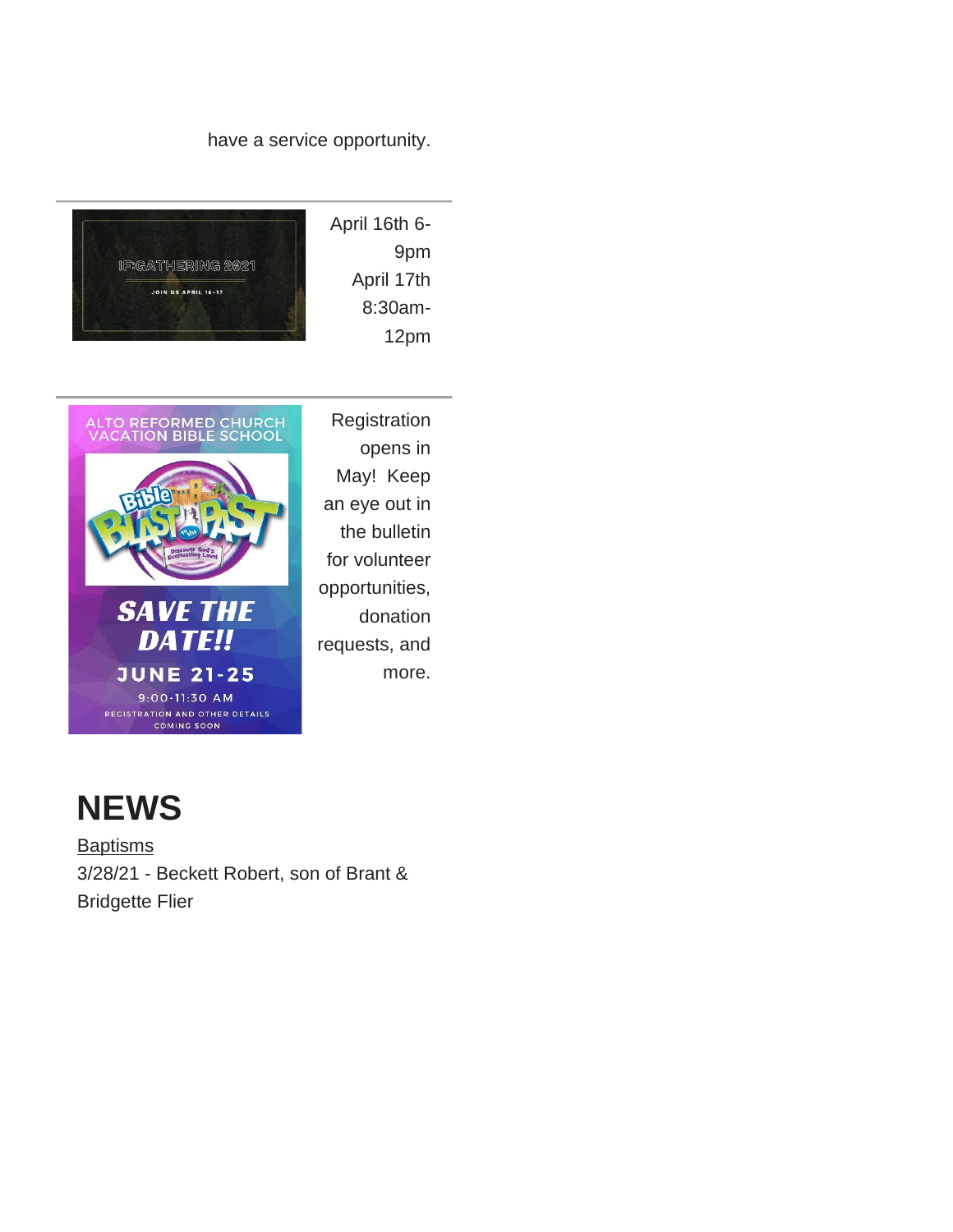have a service opportunity.

---

IF:GATHERING 2021

JOIN US APRIL 16-17

April 16th 6-9pm
April 17th 8:30am-12pm

---

ALTO REFORMED CHURCH VACATION BIBLE SCHOOL

Bible Blast to the Past

Discover God's Everlasting Love!

SAVE THE DATE!!

JUNE 21-25

9:00-11:30 AM

REGISTRATION AND OTHER DETAILS COMING SOON

Registration opens in May! Keep an eye out in the bulletin for volunteer opportunities, donation requests, and more.

# NEWS

Baptisms

3/28/21 - Beckett Robert, son of Brant & Bridgette Flier